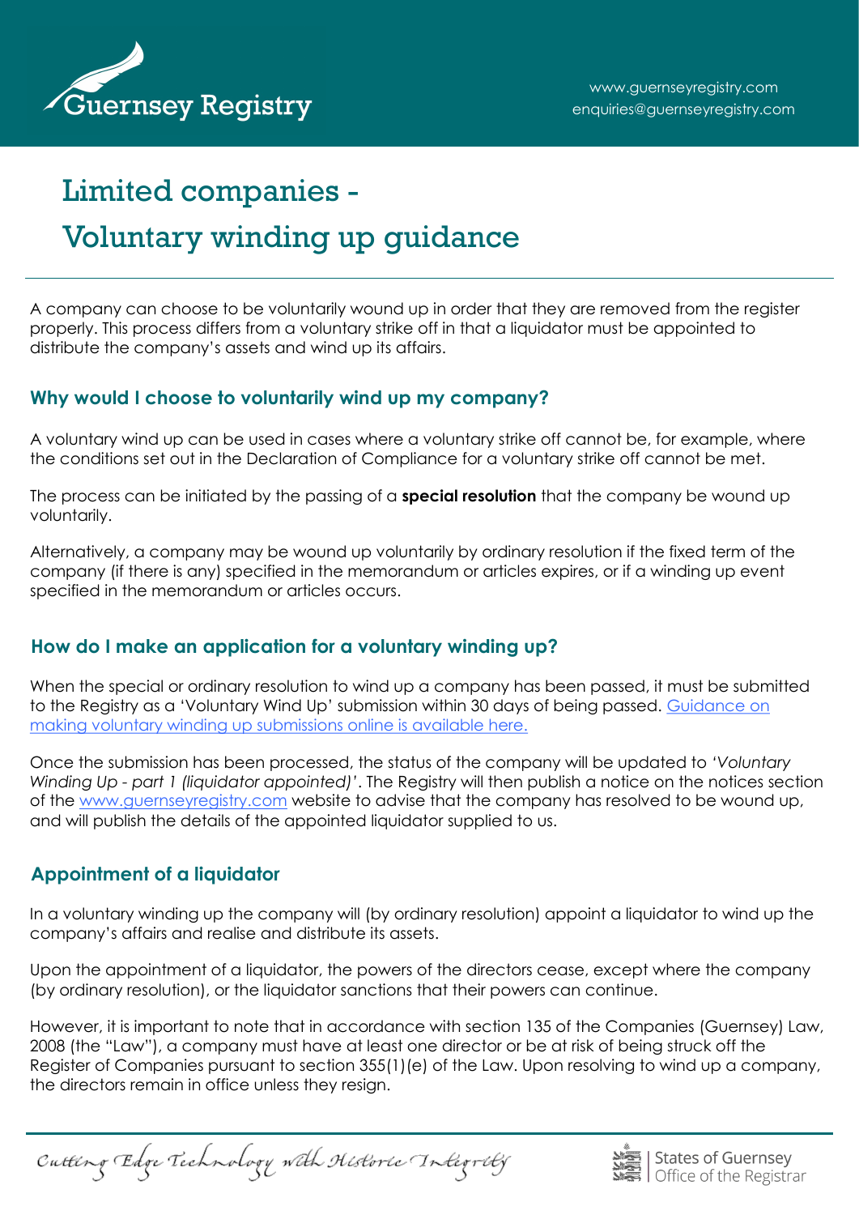# Limited companies - Voluntary winding up guidance

A company can choose to be voluntarily wound up in order that they are removed from the register properly. This process differs from a voluntary strike off in that a liquidator must be appointed to distribute the company's assets and wind up its affairs.

## Why would I choose to voluntarily wind up my company?

A voluntary wind up can be used in cases where a voluntary strike off cannot be, for example, where the conditions set out in the Declaration of Compliance for a voluntary strike off cannot be met.

The process can be initiated by the passing of a **special resolution** that the company be wound up voluntarily.

Alternatively, a company may be wound up voluntarily by ordinary resolution if the fixed term of the company (if there is any) specified in the memorandum or articles expires, or if a winding up event specified in the memorandum or articles occurs.

## How do I make an application for a voluntary winding up?

When the special or ordinary resolution to wind up a company has been passed, it must be submitted to the Registry as a 'Voluntary Wind Up' submission within 30 days of being passed. Guidance on making voluntary winding up submissions online is available here.

Once the submission has been processed, the status of the company will be updated to *'Voluntary Winding Up - part 1 (liquidator appointed)'*. The Registry will then publish a notice on the notices section of the www.guernseyregistry.com website to advise that the company has resolved to be wound up, and will publish the details of the appointed liquidator supplied to us.

## Appointment of a liquidator

In a voluntary winding up the company will (by ordinary resolution) appoint a liquidator to wind up the company's affairs and realise and distribute its assets.

Upon the appointment of a liquidator, the powers of the directors cease, except where the company (by ordinary resolution), or the liquidator sanctions that their powers can continue.

However, it is important to note that in accordance with section 135 of the Companies (Guernsey) Law, 2008 (the "Law"), a company must have at least one director or be at risk of being struck off the Register of Companies pursuant to section 355(1)(e) of the Law. Upon resolving to wind up a company, the directors remain in office unless they resign.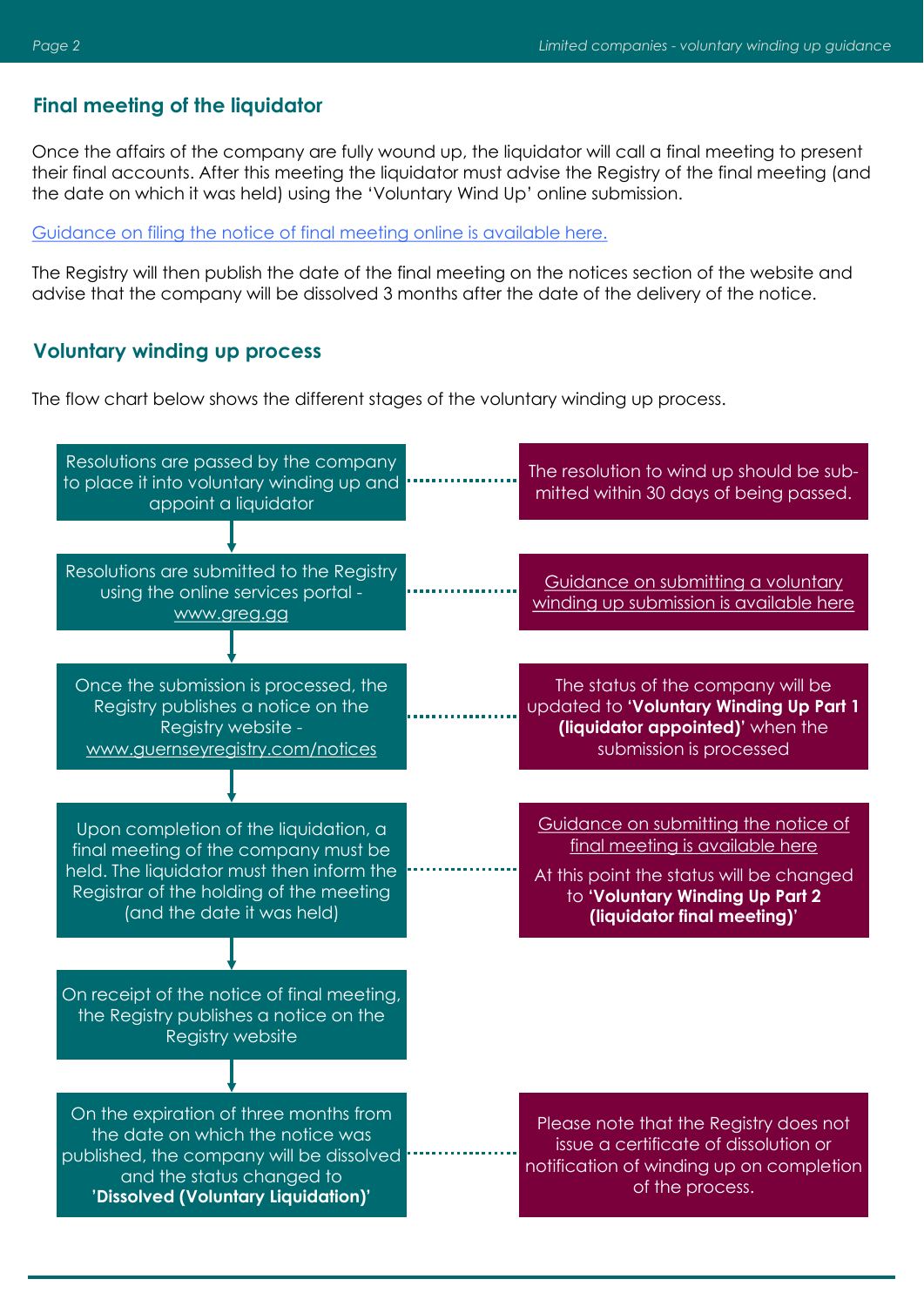## Final meeting of the liquidator

Once the affairs of the company are fully wound up, the liquidator will call a final meeting to present their final accounts. After this meeting the liquidator must advise the Registry of the final meeting (and the date on which it was held) using the 'Voluntary Wind Up' online submission.

Guidance on filing the notice of final meeting online is available here.

The Registry will then publish the date of the final meeting on the notices section of the website and advise that the company will be dissolved 3 months after the date of the delivery of the notice.

## Voluntary winding up process

The flow chart below shows the different stages of the voluntary winding up process.

| Stage | Notes |
| --- | --- |
| Resolutions are passed by the company to place it into voluntary winding up and appoint a liquidator | The resolution to wind up should be submitted within 30 days of being passed. |
| Resolutions are submitted to the Registry using the online services portal - www.greg.gg | Guidance on submitting a voluntary winding up submission is available here |
| Once the submission is processed, the Registry publishes a notice on the Registry website - www.guernseyregistry.com/notices | The status of the company will be updated to **'Voluntary Winding Up Part 1 (liquidator appointed)'** when the submission is processed |
| Upon completion of the liquidation, a final meeting of the company must be held. The liquidator must then inform the Registrar of the holding of the meeting (and the date it was held) | Guidance on submitting the notice of final meeting is available here<br>At this point the status will be changed to **'Voluntary Winding Up Part 2 (liquidator final meeting)'** |
| On receipt of the notice of final meeting, the Registry publishes a notice on the Registry website | |
| On the expiration of three months from the date on which the notice was published, the company will be dissolved and the status changed to **'Dissolved (Voluntary Liquidation)'** | Please note that the Registry does not issue a certificate of dissolution or notification of winding up on completion of the process. |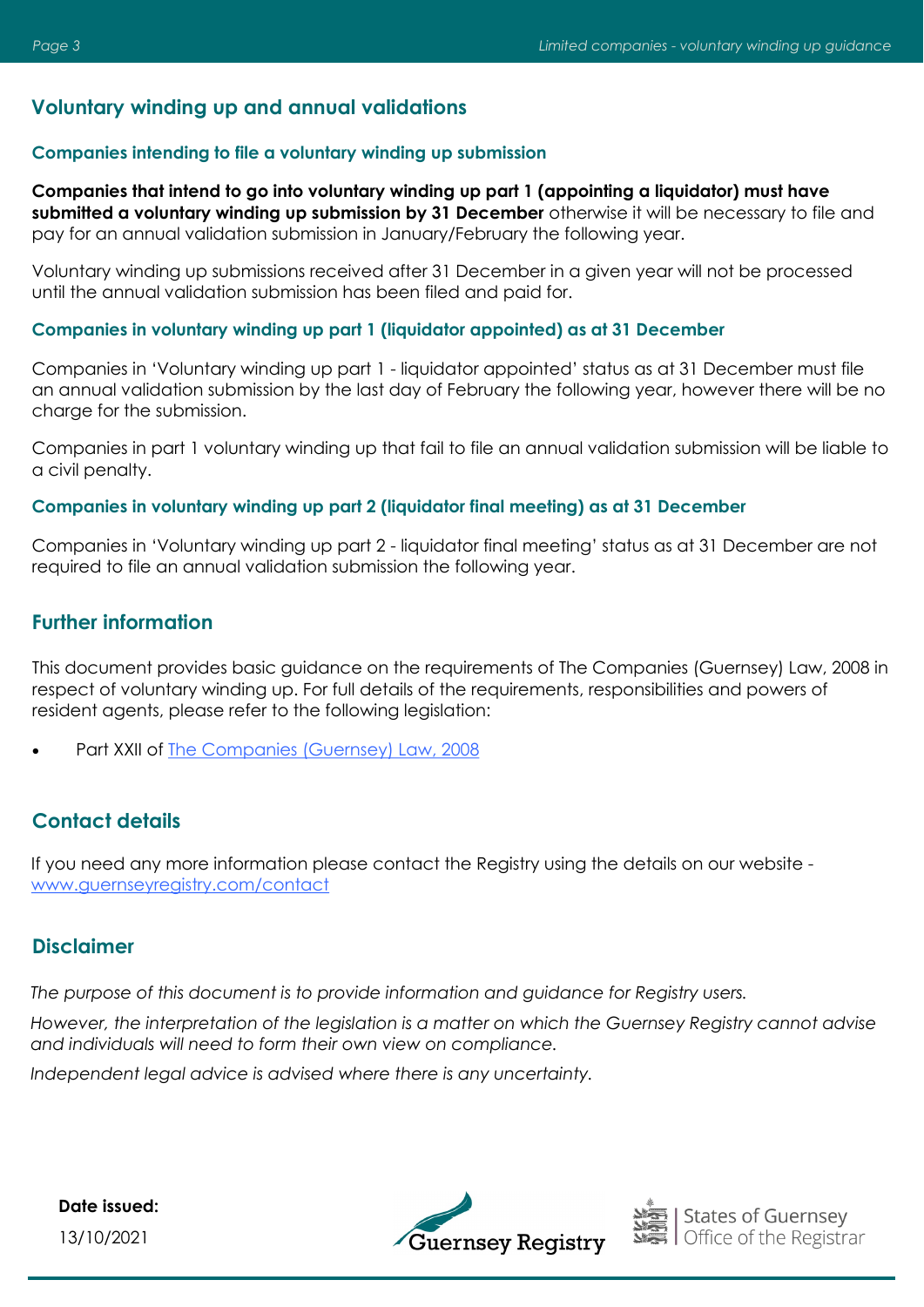## Voluntary winding up and annual validations

### Companies intending to file a voluntary winding up submission

**Companies that intend to go into voluntary winding up part 1 (appointing a liquidator) must have submitted a voluntary winding up submission by 31 December** otherwise it will be necessary to file and pay for an annual validation submission in January/February the following year.

Voluntary winding up submissions received after 31 December in a given year will not be processed until the annual validation submission has been filed and paid for.

### Companies in voluntary winding up part 1 (liquidator appointed) as at 31 December

Companies in 'Voluntary winding up part 1 - liquidator appointed' status as at 31 December must file an annual validation submission by the last day of February the following year, however there will be no charge for the submission.

Companies in part 1 voluntary winding up that fail to file an annual validation submission will be liable to a civil penalty.

### Companies in voluntary winding up part 2 (liquidator final meeting) as at 31 December

Companies in 'Voluntary winding up part 2 - liquidator final meeting' status as at 31 December are not required to file an annual validation submission the following year.

## Further information

This document provides basic guidance on the requirements of The Companies (Guernsey) Law, 2008 in respect of voluntary winding up. For full details of the requirements, responsibilities and powers of resident agents, please refer to the following legislation:

- Part XXII of The Companies (Guernsey) Law, 2008

## Contact details

If you need any more information please contact the Registry using the details on our website - www.guernseyregistry.com/contact

## Disclaimer

*The purpose of this document is to provide information and guidance for Registry users.*

*However, the interpretation of the legislation is a matter on which the Guernsey Registry cannot advise and individuals will need to form their own view on compliance.*

*Independent legal advice is advised where there is any uncertainty.*

**Date issued:**

13/10/2021

Guernsey Registry

States of Guernsey
Office of the Registrar